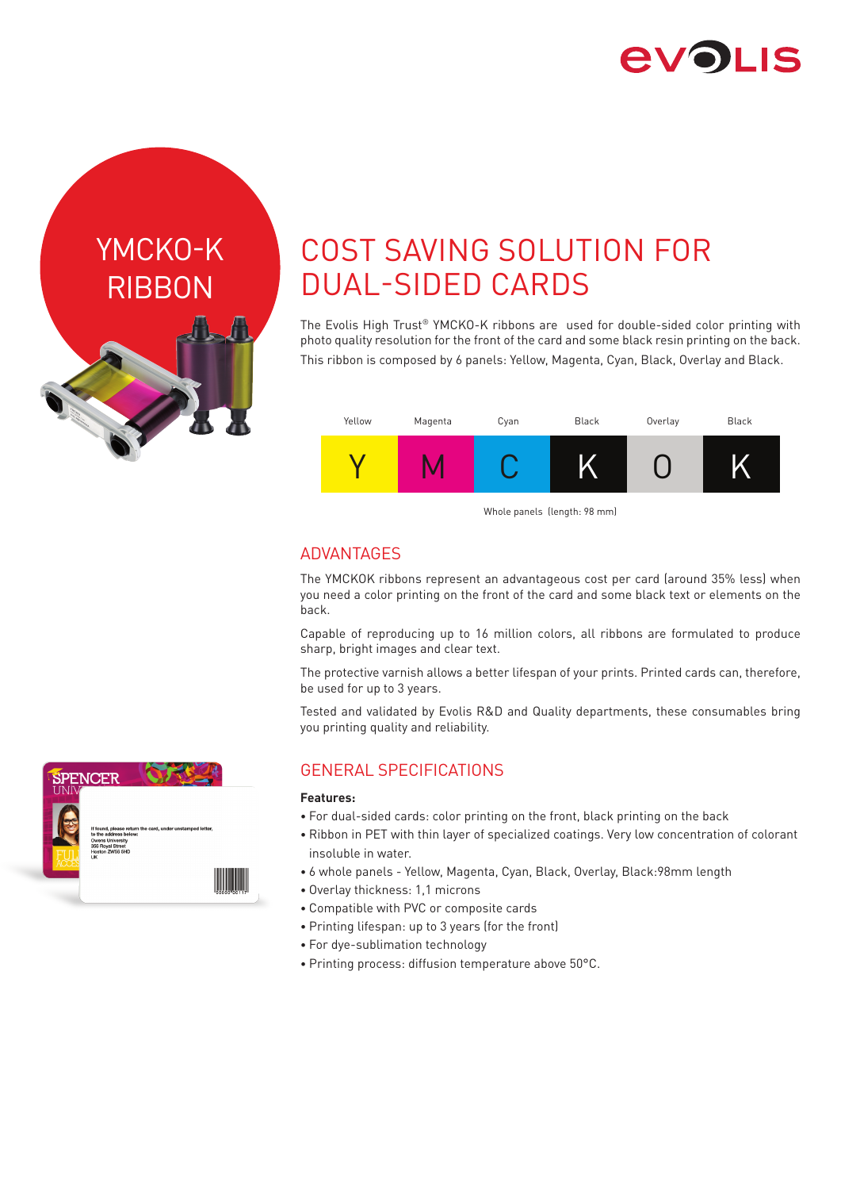# YMCKO-K RIBBON

## COST SAVING SOLUTION FOR DUAL-SIDED CARDS

The Evolis High Trust® YMCKO-K ribbons are used for double-sided color printing with photo quality resolution for the front of the card and some black resin printing on the back.

This ribbon is composed by 6 panels: Yellow, Magenta, Cyan, Black, Overlay and Black.

| Yellow | Magenta | Cyan | Black | Overlay | Black |
|---|---|---|---|---|---|
| Y | M | C | K | O | K |

Whole panels (length: 98 mm)

## ADVANTAGES

The YMCKOK ribbons represent an advantageous cost per card (around 35% less) when you need a color printing on the front of the card and some black text or elements on the back.

Capable of reproducing up to 16 million colors, all ribbons are formulated to produce sharp, bright images and clear text.

The protective varnish allows a better lifespan of your prints. Printed cards can, therefore, be used for up to 3 years.

Tested and validated by Evolis R&D and Quality departments, these consumables bring you printing quality and reliability.

## GENERAL SPECIFICATIONS

**Features:**

- For dual-sided cards: color printing on the front, black printing on the back
- Ribbon in PET with thin layer of specialized coatings. Very low concentration of colorant insoluble in water.
- 6 whole panels - Yellow, Magenta, Cyan, Black, Overlay, Black:98mm length
- Overlay thickness: 1,1 microns
- Compatible with PVC or composite cards
- Printing lifespan: up to 3 years (for the front)
- For dye-sublimation technology
- Printing process: diffusion temperature above 50°C.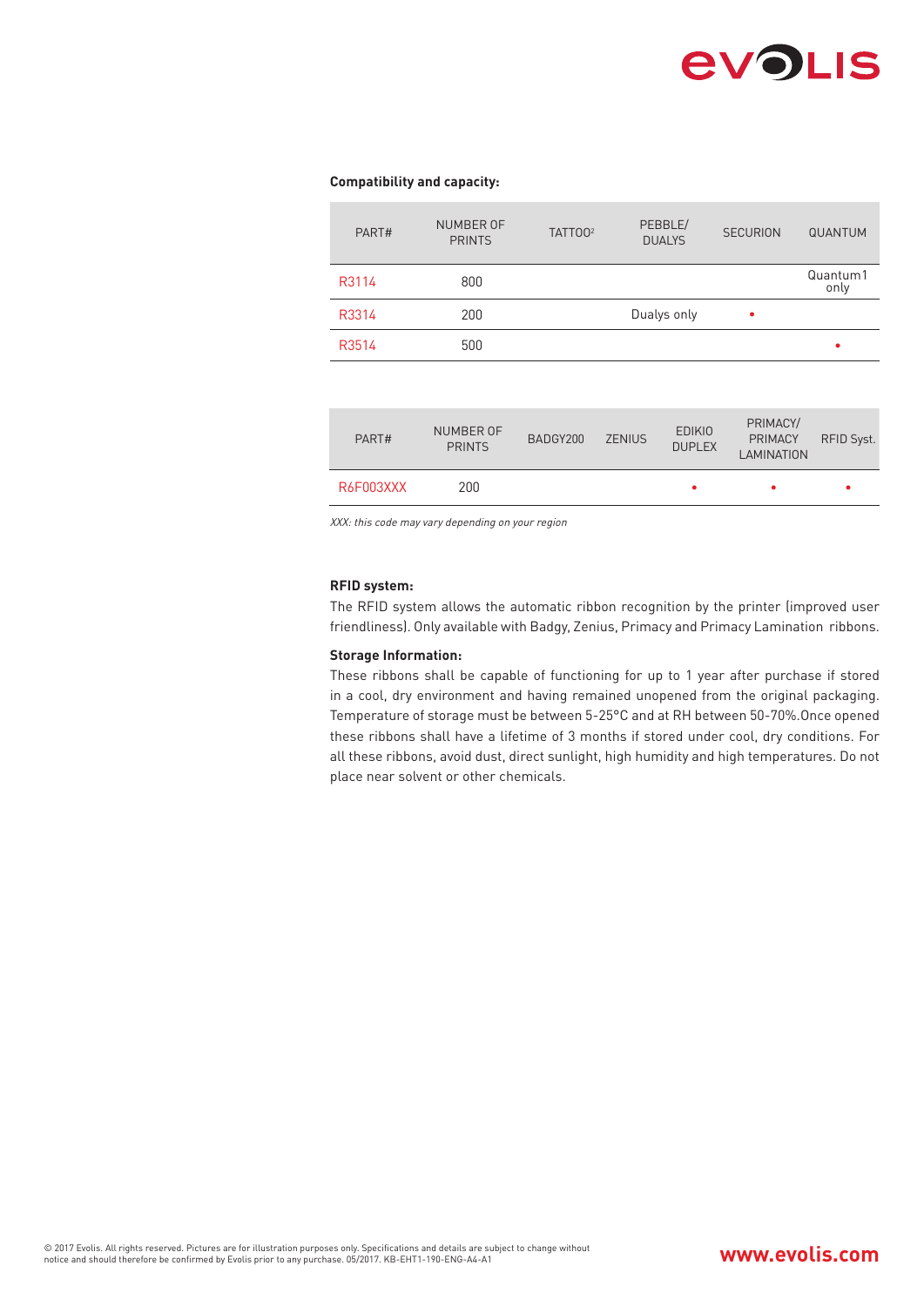**Compatibility and capacity:**

| PART# | NUMBER OF PRINTS | TATTOO[2] | PEBBLE/ DUALYS | SECURION | QUANTUM |
|---|---|---|---|---|---|
| R3114 | 800 | | | | Quantum1 only |
| R3314 | 200 | | Dualys only | • | |
| R3514 | 500 | | | | • |

| PART# | NUMBER OF PRINTS | BADGY200 | ZENIUS | EDIKIO DUPLEX | PRIMACY/ PRIMACY LAMINATION | RFID Syst. |
|---|---|---|---|---|---|---|
| R6F003XXX | 200 | | | • | • | • |

*XXX: this code may vary depending on your region*

**RFID system:**

The RFID system allows the automatic ribbon recognition by the printer (improved user friendliness). Only available with Badgy, Zenius, Primacy and Primacy Lamination ribbons.

**Storage Information:**

These ribbons shall be capable of functioning for up to 1 year after purchase if stored in a cool, dry environment and having remained unopened from the original packaging. Temperature of storage must be between 5-25°C and at RH between 50-70%.Once opened these ribbons shall have a lifetime of 3 months if stored under cool, dry conditions. For all these ribbons, avoid dust, direct sunlight, high humidity and high temperatures. Do not place near solvent or other chemicals.

© 2017 Evolis. All rights reserved. Pictures are for illustration purposes only. Specifications and details are subject to change without notice and should therefore be confirmed by Evolis prior to any purchase. 05/2017. KB-EHT1-190-ENG-A4-A1

www.evolis.com